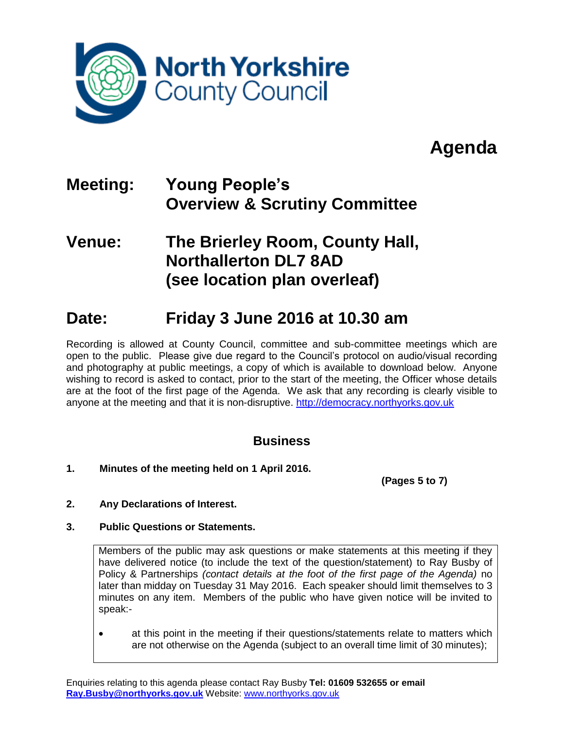North Yorkshire County Council

# Agenda

## Meeting: Young People's Overview & Scrutiny Committee

## Venue: The Brierley Room, County Hall, Northallerton DL7 8AD (see location plan overleaf)

## Date: Friday 3 June 2016 at 10.30 am

Recording is allowed at County Council, committee and sub-committee meetings which are open to the public. Please give due regard to the Council's protocol on audio/visual recording and photography at public meetings, a copy of which is available to download below. Anyone wishing to record is asked to contact, prior to the start of the meeting, the Officer whose details are at the foot of the first page of the Agenda. We ask that any recording is clearly visible to anyone at the meeting and that it is non-disruptive. http://democracy.northyorks.gov.uk

### Business

**1. Minutes of the meeting held on 1 April 2016.**

**(Pages 5 to 7)**

**2. Any Declarations of Interest.**

**3. Public Questions or Statements.**

Members of the public may ask questions or make statements at this meeting if they have delivered notice (to include the text of the question/statement) to Ray Busby of Policy & Partnerships *(contact details at the foot of the first page of the Agenda)* no later than midday on Tuesday 31 May 2016. Each speaker should limit themselves to 3 minutes on any item. Members of the public who have given notice will be invited to speak:-

- at this point in the meeting if their questions/statements relate to matters which are not otherwise on the Agenda (subject to an overall time limit of 30 minutes);

Enquiries relating to this agenda please contact Ray Busby **Tel: 01609 532655 or email Ray.Busby@northyorks.gov.uk** Website: www.northyorks.gov.uk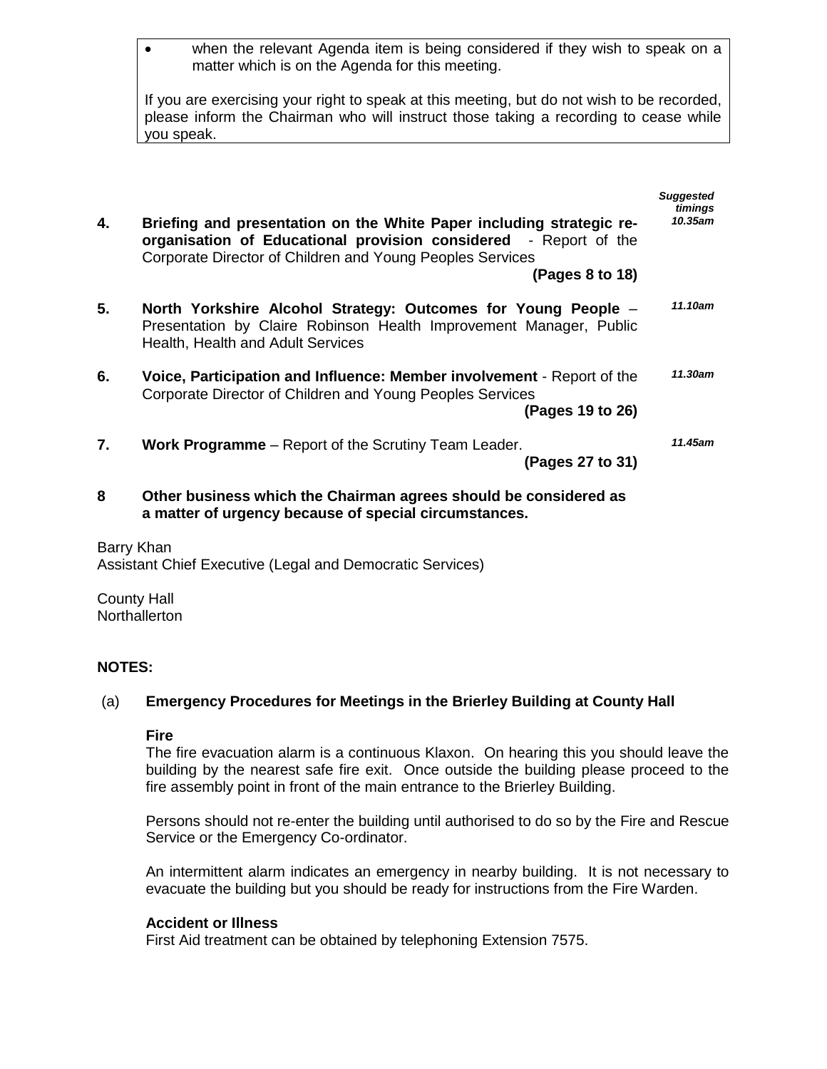- when the relevant Agenda item is being considered if they wish to speak on a matter which is on the Agenda for this meeting.

If you are exercising your right to speak at this meeting, but do not wish to be recorded, please inform the Chairman who will instruct those taking a recording to cease while you speak.

| | | ***Suggested timings*** |
|---|---|---|
| **4.** | **Briefing and presentation on the White Paper including strategic re-organisation of Educational provision considered** - Report of the Corporate Director of Children and Young Peoples Services **(Pages 8 to 18)** | ***10.35am*** |
| **5.** | **North Yorkshire Alcohol Strategy: Outcomes for Young People** – Presentation by Claire Robinson Health Improvement Manager, Public Health, Health and Adult Services | ***11.10am*** |
| **6.** | **Voice, Participation and Influence: Member involvement** - Report of the Corporate Director of Children and Young Peoples Services **(Pages 19 to 26)** | ***11.30am*** |
| **7.** | **Work Programme** – Report of the Scrutiny Team Leader. **(Pages 27 to 31)** | ***11.45am*** |
| **8** | **Other business which the Chairman agrees should be considered as a matter of urgency because of special circumstances.** | |

Barry Khan
Assistant Chief Executive (Legal and Democratic Services)

County Hall
Northallerton

**NOTES:**

(a) **Emergency Procedures for Meetings in the Brierley Building at County Hall**

**Fire**
The fire evacuation alarm is a continuous Klaxon. On hearing this you should leave the building by the nearest safe fire exit. Once outside the building please proceed to the fire assembly point in front of the main entrance to the Brierley Building.

Persons should not re-enter the building until authorised to do so by the Fire and Rescue Service or the Emergency Co-ordinator.

An intermittent alarm indicates an emergency in nearby building. It is not necessary to evacuate the building but you should be ready for instructions from the Fire Warden.

**Accident or Illness**
First Aid treatment can be obtained by telephoning Extension 7575.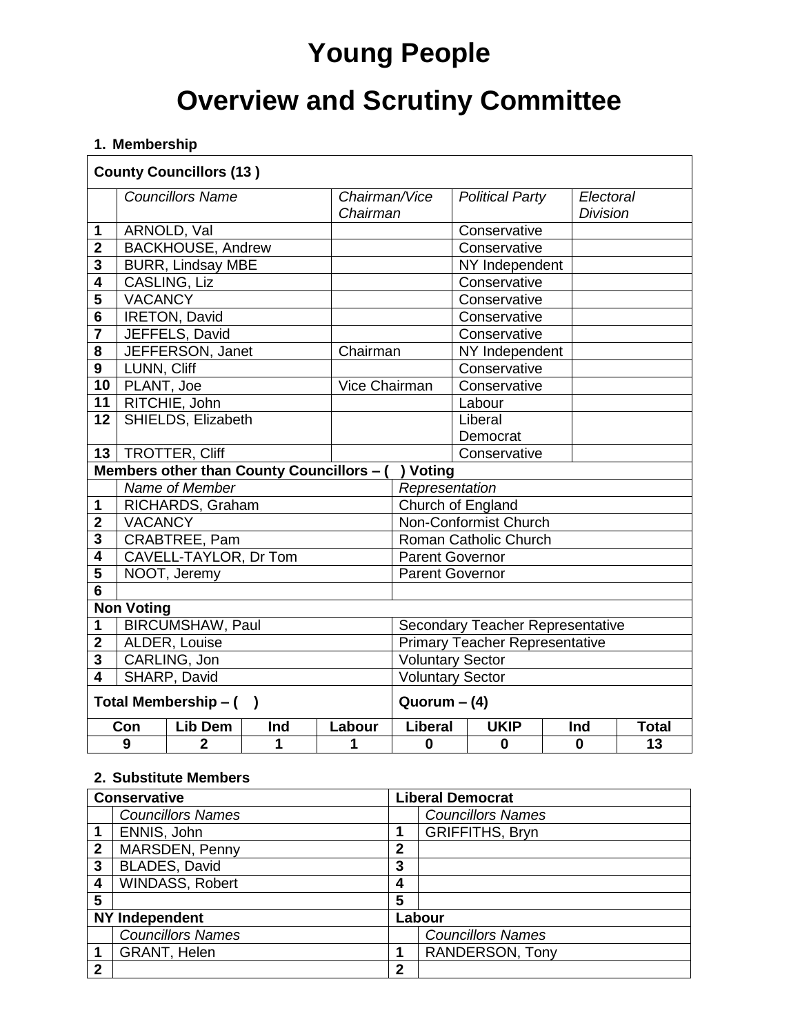# Young People

# Overview and Scrutiny Committee

**1. Membership**

| **County Councillors (13 )** | | | | |
|---|---|---|---|---|
| | *Councillors Name* | *Chairman/Vice Chairman* | *Political Party* | *Electoral Division* |
| **1** | ARNOLD, Val | | Conservative | |
| **2** | BACKHOUSE, Andrew | | Conservative | |
| **3** | BURR, Lindsay MBE | | NY Independent | |
| **4** | CASLING, Liz | | Conservative | |
| **5** | VACANCY | | Conservative | |
| **6** | IRETON, David | | Conservative | |
| **7** | JEFFELS, David | | Conservative | |
| **8** | JEFFERSON, Janet | Chairman | NY Independent | |
| **9** | LUNN, Cliff | | Conservative | |
| **10** | PLANT, Joe | Vice Chairman | Conservative | |
| **11** | RITCHIE, John | | Labour | |
| **12** | SHIELDS, Elizabeth | | Liberal Democrat | |
| **13** | TROTTER, Cliff | | Conservative | |

| **Members other than County Councillors – ( ) Voting** | | |
|---|---|---|
| | *Name of Member* | *Representation* |
| **1** | RICHARDS, Graham | Church of England |
| **2** | VACANCY | Non-Conformist Church |
| **3** | CRABTREE, Pam | Roman Catholic Church |
| **4** | CAVELL-TAYLOR, Dr Tom | Parent Governor |
| **5** | NOOT, Jeremy | Parent Governor |
| **6** | | |
| **Non Voting** | | |
| **1** | BIRCUMSHAW, Paul | Secondary Teacher Representative |
| **2** | ALDER, Louise | Primary Teacher Representative |
| **3** | CARLING, Jon | Voluntary Sector |
| **4** | SHARP, David | Voluntary Sector |

**Total Membership – ( )** **Quorum – (4)**

| Con | Lib Dem | Ind | Labour | Liberal | UKIP | Ind | Total |
|---|---|---|---|---|---|---|---|
| 9 | 2 | 1 | 1 | 0 | 0 | 0 | 13 |

**2. Substitute Members**

| **Conservative** | | **Liberal Democrat** | |
|---|---|---|---|
| | *Councillors Names* | | *Councillors Names* |
| **1** | ENNIS, John | **1** | GRIFFITHS, Bryn |
| **2** | MARSDEN, Penny | **2** | |
| **3** | BLADES, David | **3** | |
| **4** | WINDASS, Robert | **4** | |
| **5** | | **5** | |
| **NY Independent** | | **Labour** | |
| | *Councillors Names* | | *Councillors Names* |
| **1** | GRANT, Helen | **1** | RANDERSON, Tony |
| **2** | | **2** | |